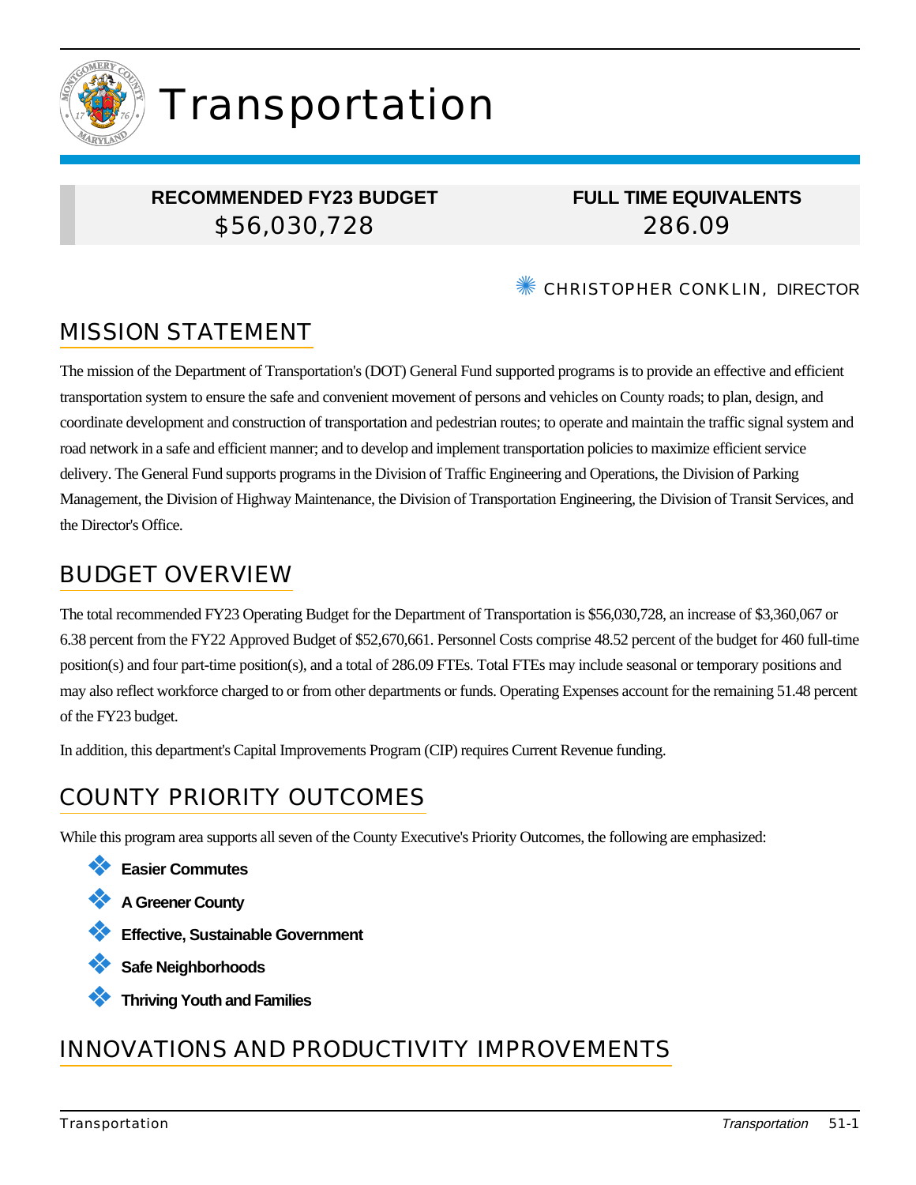# Transportation

| RECOMMENDED FY23 BUDGET | FULL TIME EQUIVALENTS |
|---|---|
| $56,030,728 | 286.09 |

CHRISTOPHER CONKLIN, DIRECTOR

## MISSION STATEMENT

The mission of the Department of Transportation's (DOT) General Fund supported programs is to provide an effective and efficient transportation system to ensure the safe and convenient movement of persons and vehicles on County roads; to plan, design, and coordinate development and construction of transportation and pedestrian routes; to operate and maintain the traffic signal system and road network in a safe and efficient manner; and to develop and implement transportation policies to maximize efficient service delivery. The General Fund supports programs in the Division of Traffic Engineering and Operations, the Division of Parking Management, the Division of Highway Maintenance, the Division of Transportation Engineering, the Division of Transit Services, and the Director's Office.

## BUDGET OVERVIEW

The total recommended FY23 Operating Budget for the Department of Transportation is $56,030,728, an increase of $3,360,067 or 6.38 percent from the FY22 Approved Budget of $52,670,661. Personnel Costs comprise 48.52 percent of the budget for 460 full-time position(s) and four part-time position(s), and a total of 286.09 FTEs. Total FTEs may include seasonal or temporary positions and may also reflect workforce charged to or from other departments or funds. Operating Expenses account for the remaining 51.48 percent of the FY23 budget.

In addition, this department's Capital Improvements Program (CIP) requires Current Revenue funding.

## COUNTY PRIORITY OUTCOMES

While this program area supports all seven of the County Executive's Priority Outcomes, the following are emphasized:

- **Easier Commutes**
- **A Greener County**
- **Effective, Sustainable Government**
- **Safe Neighborhoods**
- **Thriving Youth and Families**

## INNOVATIONS AND PRODUCTIVITY IMPROVEMENTS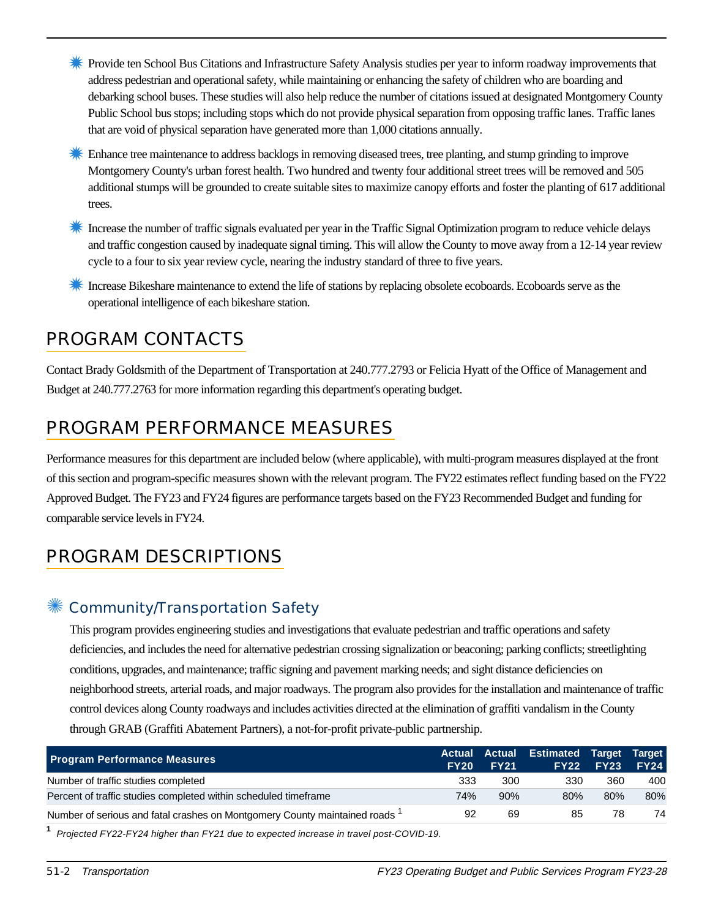- Provide ten School Bus Citations and Infrastructure Safety Analysis studies per year to inform roadway improvements that address pedestrian and operational safety, while maintaining or enhancing the safety of children who are boarding and debarking school buses. These studies will also help reduce the number of citations issued at designated Montgomery County Public School bus stops; including stops which do not provide physical separation from opposing traffic lanes. Traffic lanes that are void of physical separation have generated more than 1,000 citations annually.
- Enhance tree maintenance to address backlogs in removing diseased trees, tree planting, and stump grinding to improve Montgomery County's urban forest health. Two hundred and twenty four additional street trees will be removed and 505 additional stumps will be grounded to create suitable sites to maximize canopy efforts and foster the planting of 617 additional trees.
- Increase the number of traffic signals evaluated per year in the Traffic Signal Optimization program to reduce vehicle delays and traffic congestion caused by inadequate signal timing. This will allow the County to move away from a 12-14 year review cycle to a four to six year review cycle, nearing the industry standard of three to five years.
- Increase Bikeshare maintenance to extend the life of stations by replacing obsolete ecoboards. Ecoboards serve as the operational intelligence of each bikeshare station.

## PROGRAM CONTACTS

Contact Brady Goldsmith of the Department of Transportation at 240.777.2793 or Felicia Hyatt of the Office of Management and Budget at 240.777.2763 for more information regarding this department's operating budget.

## PROGRAM PERFORMANCE MEASURES

Performance measures for this department are included below (where applicable), with multi-program measures displayed at the front of this section and program-specific measures shown with the relevant program. The FY22 estimates reflect funding based on the FY22 Approved Budget. The FY23 and FY24 figures are performance targets based on the FY23 Recommended Budget and funding for comparable service levels in FY24.

## PROGRAM DESCRIPTIONS

### Community/Transportation Safety

This program provides engineering studies and investigations that evaluate pedestrian and traffic operations and safety deficiencies, and includes the need for alternative pedestrian crossing signalization or beaconing; parking conflicts; streetlighting conditions, upgrades, and maintenance; traffic signing and pavement marking needs; and sight distance deficiencies on neighborhood streets, arterial roads, and major roadways. The program also provides for the installation and maintenance of traffic control devices along County roadways and includes activities directed at the elimination of graffiti vandalism in the County through GRAB (Graffiti Abatement Partners), a not-for-profit private-public partnership.

| Program Performance Measures | Actual FY20 | Actual FY21 | Estimated FY22 | Target FY23 | Target FY24 |
|---|---|---|---|---|---|
| Number of traffic studies completed | 333 | 300 | 330 | 360 | 400 |
| Percent of traffic studies completed within scheduled timeframe | 74% | 90% | 80% | 80% | 80% |
| Number of serious and fatal crashes on Montgomery County maintained roads [1] | 92 | 69 | 85 | 78 | 74 |

[1] *Projected FY22-FY24 higher than FY21 due to expected increase in travel post-COVID-19.*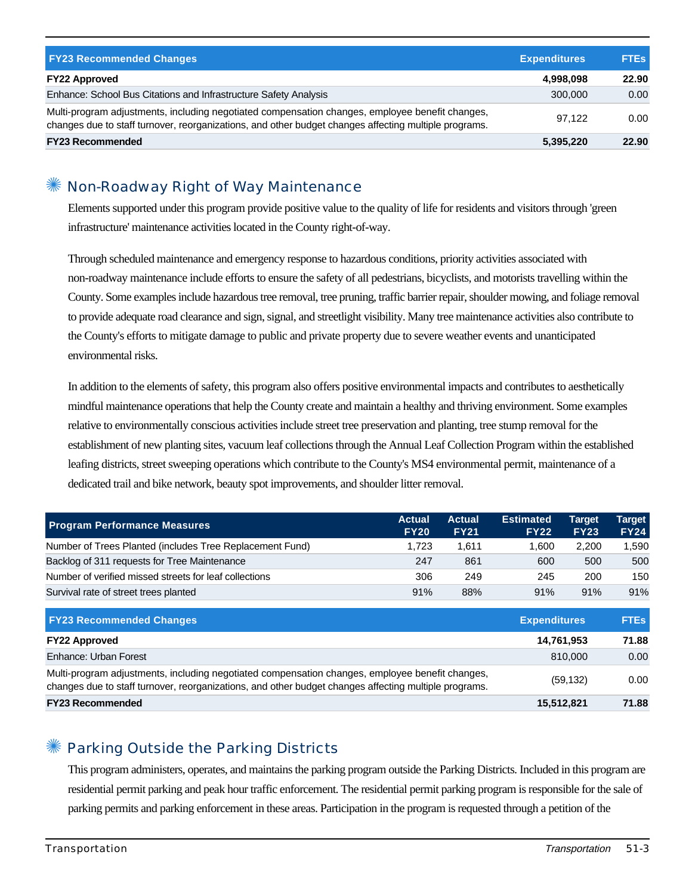| FY23 Recommended Changes | Expenditures | FTEs |
|---|---|---|
| **FY22 Approved** | **4,998,098** | **22.90** |
| Enhance: School Bus Citations and Infrastructure Safety Analysis | 300,000 | 0.00 |
| Multi-program adjustments, including negotiated compensation changes, employee benefit changes, changes due to staff turnover, reorganizations, and other budget changes affecting multiple programs. | 97,122 | 0.00 |
| **FY23 Recommended** | **5,395,220** | **22.90** |

## Non-Roadway Right of Way Maintenance

Elements supported under this program provide positive value to the quality of life for residents and visitors through 'green infrastructure' maintenance activities located in the County right-of-way.

Through scheduled maintenance and emergency response to hazardous conditions, priority activities associated with non-roadway maintenance include efforts to ensure the safety of all pedestrians, bicyclists, and motorists travelling within the County. Some examples include hazardous tree removal, tree pruning, traffic barrier repair, shoulder mowing, and foliage removal to provide adequate road clearance and sign, signal, and streetlight visibility. Many tree maintenance activities also contribute to the County's efforts to mitigate damage to public and private property due to severe weather events and unanticipated environmental risks.

In addition to the elements of safety, this program also offers positive environmental impacts and contributes to aesthetically mindful maintenance operations that help the County create and maintain a healthy and thriving environment. Some examples relative to environmentally conscious activities include street tree preservation and planting, tree stump removal for the establishment of new planting sites, vacuum leaf collections through the Annual Leaf Collection Program within the established leafing districts, street sweeping operations which contribute to the County's MS4 environmental permit, maintenance of a dedicated trail and bike network, beauty spot improvements, and shoulder litter removal.

| Program Performance Measures | Actual FY20 | Actual FY21 | Estimated FY22 | Target FY23 | Target FY24 |
|---|---|---|---|---|---|
| Number of Trees Planted (includes Tree Replacement Fund) | 1,723 | 1,611 | 1,600 | 2,200 | 1,590 |
| Backlog of 311 requests for Tree Maintenance | 247 | 861 | 600 | 500 | 500 |
| Number of verified missed streets for leaf collections | 306 | 249 | 245 | 200 | 150 |
| Survival rate of street trees planted | 91% | 88% | 91% | 91% | 91% |

| FY23 Recommended Changes | Expenditures | FTEs |
|---|---|---|
| **FY22 Approved** | **14,761,953** | **71.88** |
| Enhance: Urban Forest | 810,000 | 0.00 |
| Multi-program adjustments, including negotiated compensation changes, employee benefit changes, changes due to staff turnover, reorganizations, and other budget changes affecting multiple programs. | (59,132) | 0.00 |
| **FY23 Recommended** | **15,512,821** | **71.88** |

## Parking Outside the Parking Districts

This program administers, operates, and maintains the parking program outside the Parking Districts. Included in this program are residential permit parking and peak hour traffic enforcement. The residential permit parking program is responsible for the sale of parking permits and parking enforcement in these areas. Participation in the program is requested through a petition of the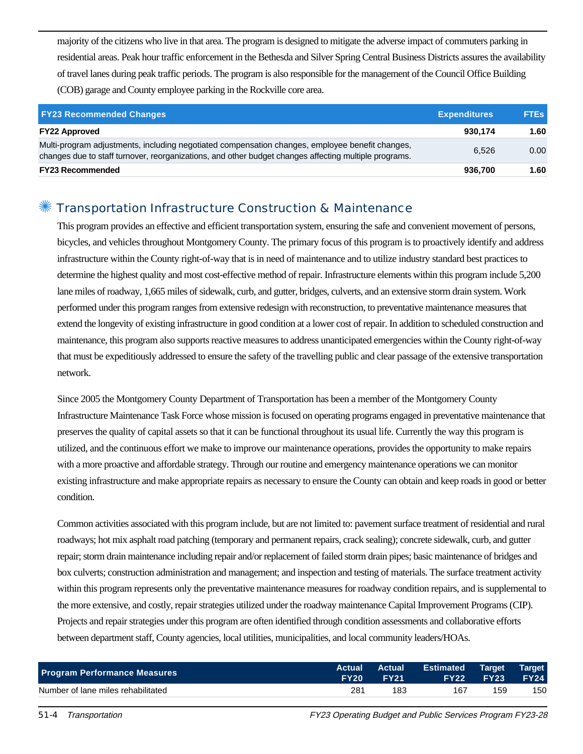majority of the citizens who live in that area. The program is designed to mitigate the adverse impact of commuters parking in residential areas. Peak hour traffic enforcement in the Bethesda and Silver Spring Central Business Districts assures the availability of travel lanes during peak traffic periods. The program is also responsible for the management of the Council Office Building (COB) garage and County employee parking in the Rockville core area.

| FY23 Recommended Changes | Expenditures | FTEs |
|---|---|---|
| **FY22 Approved** | **930,174** | **1.60** |
| Multi-program adjustments, including negotiated compensation changes, employee benefit changes, changes due to staff turnover, reorganizations, and other budget changes affecting multiple programs. | 6,526 | 0.00 |
| **FY23 Recommended** | **936,700** | **1.60** |

## Transportation Infrastructure Construction & Maintenance

This program provides an effective and efficient transportation system, ensuring the safe and convenient movement of persons, bicycles, and vehicles throughout Montgomery County. The primary focus of this program is to proactively identify and address infrastructure within the County right-of-way that is in need of maintenance and to utilize industry standard best practices to determine the highest quality and most cost-effective method of repair. Infrastructure elements within this program include 5,200 lane miles of roadway, 1,665 miles of sidewalk, curb, and gutter, bridges, culverts, and an extensive storm drain system. Work performed under this program ranges from extensive redesign with reconstruction, to preventative maintenance measures that extend the longevity of existing infrastructure in good condition at a lower cost of repair. In addition to scheduled construction and maintenance, this program also supports reactive measures to address unanticipated emergencies within the County right-of-way that must be expeditiously addressed to ensure the safety of the travelling public and clear passage of the extensive transportation network.

Since 2005 the Montgomery County Department of Transportation has been a member of the Montgomery County Infrastructure Maintenance Task Force whose mission is focused on operating programs engaged in preventative maintenance that preserves the quality of capital assets so that it can be functional throughout its usual life. Currently the way this program is utilized, and the continuous effort we make to improve our maintenance operations, provides the opportunity to make repairs with a more proactive and affordable strategy. Through our routine and emergency maintenance operations we can monitor existing infrastructure and make appropriate repairs as necessary to ensure the County can obtain and keep roads in good or better condition.

Common activities associated with this program include, but are not limited to: pavement surface treatment of residential and rural roadways; hot mix asphalt road patching (temporary and permanent repairs, crack sealing); concrete sidewalk, curb, and gutter repair; storm drain maintenance including repair and/or replacement of failed storm drain pipes; basic maintenance of bridges and box culverts; construction administration and management; and inspection and testing of materials. The surface treatment activity within this program represents only the preventative maintenance measures for roadway condition repairs, and is supplemental to the more extensive, and costly, repair strategies utilized under the roadway maintenance Capital Improvement Programs (CIP). Projects and repair strategies under this program are often identified through condition assessments and collaborative efforts between department staff, County agencies, local utilities, municipalities, and local community leaders/HOAs.

| Program Performance Measures | Actual FY20 | Actual FY21 | Estimated FY22 | Target FY23 | Target FY24 |
|---|---|---|---|---|---|
| Number of lane miles rehabilitated | 281 | 183 | 167 | 159 | 150 |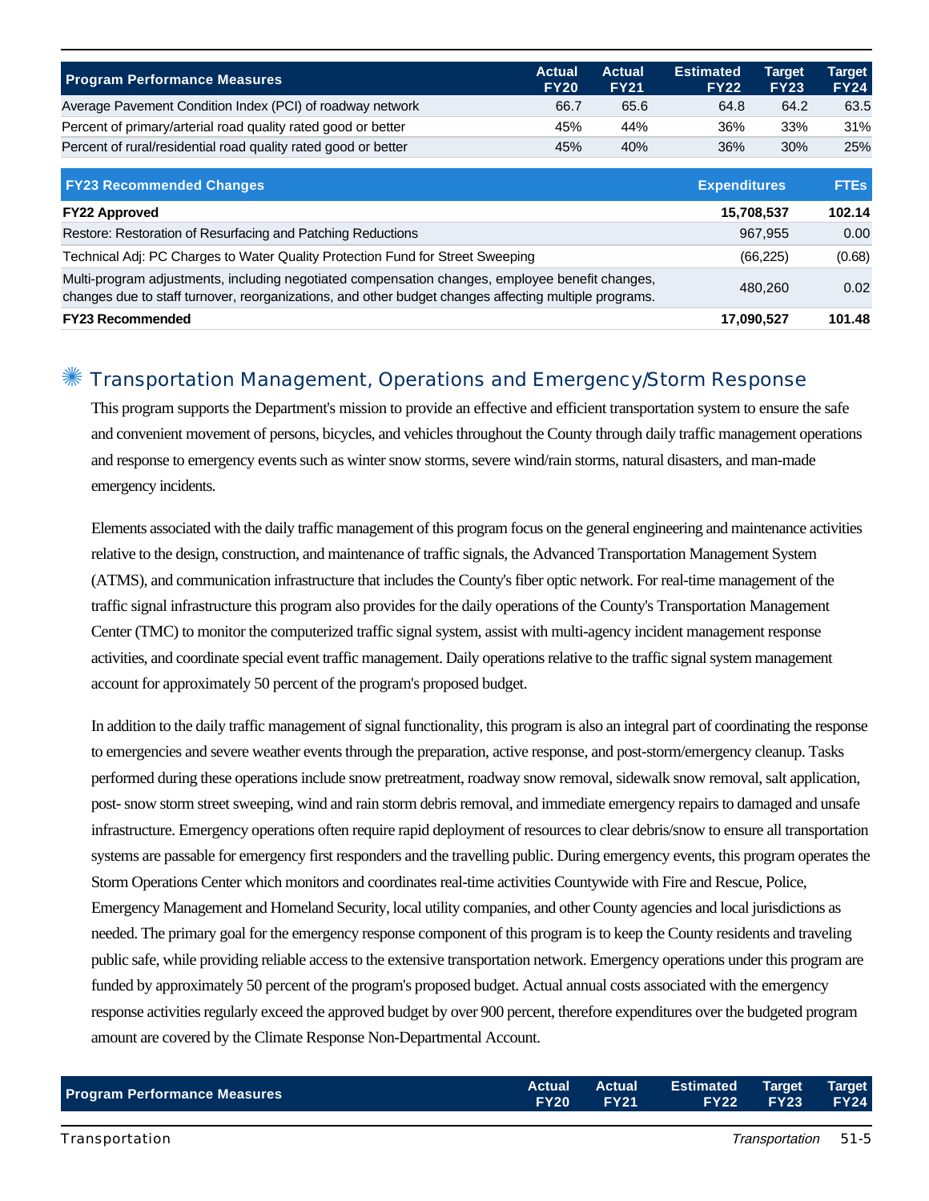| Program Performance Measures | Actual FY20 | Actual FY21 | Estimated FY22 | Target FY23 | Target FY24 |
|---|---|---|---|---|---|
| Average Pavement Condition Index (PCI) of roadway network | 66.7 | 65.6 | 64.8 | 64.2 | 63.5 |
| Percent of primary/arterial road quality rated good or better | 45% | 44% | 36% | 33% | 31% |
| Percent of rural/residential road quality rated good or better | 45% | 40% | 36% | 30% | 25% |

| FY23 Recommended Changes | Expenditures | FTEs |
|---|---|---|
| **FY22 Approved** | **15,708,537** | **102.14** |
| Restore: Restoration of Resurfacing and Patching Reductions | 967,955 | 0.00 |
| Technical Adj: PC Charges to Water Quality Protection Fund for Street Sweeping | (66,225) | (0.68) |
| Multi-program adjustments, including negotiated compensation changes, employee benefit changes, changes due to staff turnover, reorganizations, and other budget changes affecting multiple programs. | 480,260 | 0.02 |
| **FY23 Recommended** | **17,090,527** | **101.48** |

## Transportation Management, Operations and Emergency/Storm Response

This program supports the Department's mission to provide an effective and efficient transportation system to ensure the safe and convenient movement of persons, bicycles, and vehicles throughout the County through daily traffic management operations and response to emergency events such as winter snow storms, severe wind/rain storms, natural disasters, and man-made emergency incidents.

Elements associated with the daily traffic management of this program focus on the general engineering and maintenance activities relative to the design, construction, and maintenance of traffic signals, the Advanced Transportation Management System (ATMS), and communication infrastructure that includes the County's fiber optic network. For real-time management of the traffic signal infrastructure this program also provides for the daily operations of the County's Transportation Management Center (TMC) to monitor the computerized traffic signal system, assist with multi-agency incident management response activities, and coordinate special event traffic management. Daily operations relative to the traffic signal system management account for approximately 50 percent of the program's proposed budget.

In addition to the daily traffic management of signal functionality, this program is also an integral part of coordinating the response to emergencies and severe weather events through the preparation, active response, and post-storm/emergency cleanup. Tasks performed during these operations include snow pretreatment, roadway snow removal, sidewalk snow removal, salt application, post- snow storm street sweeping, wind and rain storm debris removal, and immediate emergency repairs to damaged and unsafe infrastructure. Emergency operations often require rapid deployment of resources to clear debris/snow to ensure all transportation systems are passable for emergency first responders and the travelling public. During emergency events, this program operates the Storm Operations Center which monitors and coordinates real-time activities Countywide with Fire and Rescue, Police, Emergency Management and Homeland Security, local utility companies, and other County agencies and local jurisdictions as needed. The primary goal for the emergency response component of this program is to keep the County residents and traveling public safe, while providing reliable access to the extensive transportation network. Emergency operations under this program are funded by approximately 50 percent of the program's proposed budget. Actual annual costs associated with the emergency response activities regularly exceed the approved budget by over 900 percent, therefore expenditures over the budgeted program amount are covered by the Climate Response Non-Departmental Account.

| Program Performance Measures | Actual FY20 | Actual FY21 | Estimated FY22 | Target FY23 | Target FY24 |
|---|---|---|---|---|---|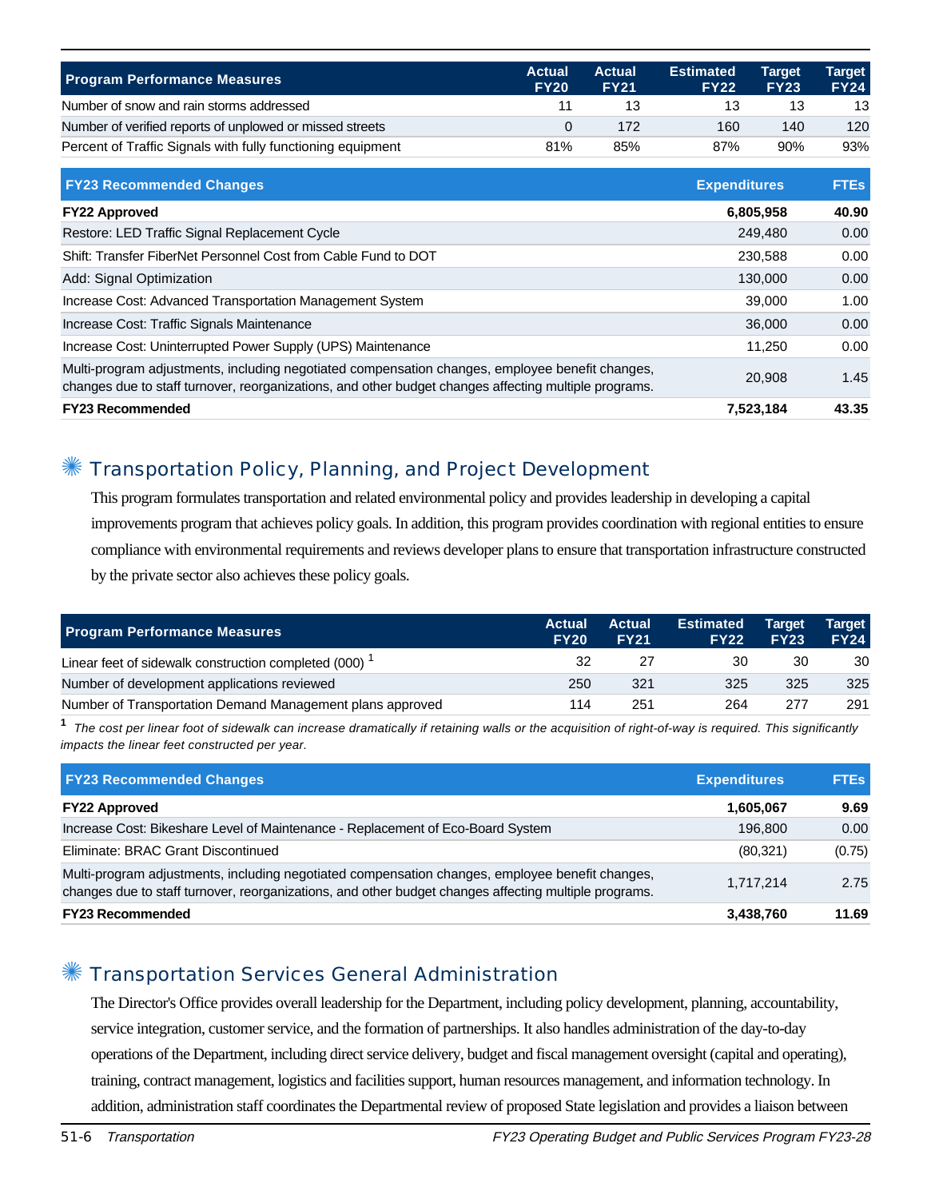| Program Performance Measures | Actual FY20 | Actual FY21 | Estimated FY22 | Target FY23 | Target FY24 |
|---|---|---|---|---|---|
| Number of snow and rain storms addressed | 11 | 13 | 13 | 13 | 13 |
| Number of verified reports of unplowed or missed streets | 0 | 172 | 160 | 140 | 120 |
| Percent of Traffic Signals with fully functioning equipment | 81% | 85% | 87% | 90% | 93% |

| FY23 Recommended Changes | Expenditures | FTEs |
|---|---|---|
| **FY22 Approved** | **6,805,958** | **40.90** |
| Restore: LED Traffic Signal Replacement Cycle | 249,480 | 0.00 |
| Shift: Transfer FiberNet Personnel Cost from Cable Fund to DOT | 230,588 | 0.00 |
| Add: Signal Optimization | 130,000 | 0.00 |
| Increase Cost: Advanced Transportation Management System | 39,000 | 1.00 |
| Increase Cost: Traffic Signals Maintenance | 36,000 | 0.00 |
| Increase Cost: Uninterrupted Power Supply (UPS) Maintenance | 11,250 | 0.00 |
| Multi-program adjustments, including negotiated compensation changes, employee benefit changes, changes due to staff turnover, reorganizations, and other budget changes affecting multiple programs. | 20,908 | 1.45 |
| **FY23 Recommended** | **7,523,184** | **43.35** |

## Transportation Policy, Planning, and Project Development

This program formulates transportation and related environmental policy and provides leadership in developing a capital improvements program that achieves policy goals. In addition, this program provides coordination with regional entities to ensure compliance with environmental requirements and reviews developer plans to ensure that transportation infrastructure constructed by the private sector also achieves these policy goals.

| Program Performance Measures | Actual FY20 | Actual FY21 | Estimated FY22 | Target FY23 | Target FY24 |
|---|---|---|---|---|---|
| Linear feet of sidewalk construction completed (000) [1] | 32 | 27 | 30 | 30 | 30 |
| Number of development applications reviewed | 250 | 321 | 325 | 325 | 325 |
| Number of Transportation Demand Management plans approved | 114 | 251 | 264 | 277 | 291 |

[1] *The cost per linear foot of sidewalk can increase dramatically if retaining walls or the acquisition of right-of-way is required. This significantly impacts the linear feet constructed per year.*

| FY23 Recommended Changes | Expenditures | FTEs |
|---|---|---|
| **FY22 Approved** | **1,605,067** | **9.69** |
| Increase Cost: Bikeshare Level of Maintenance - Replacement of Eco-Board System | 196,800 | 0.00 |
| Eliminate: BRAC Grant Discontinued | (80,321) | (0.75) |
| Multi-program adjustments, including negotiated compensation changes, employee benefit changes, changes due to staff turnover, reorganizations, and other budget changes affecting multiple programs. | 1,717,214 | 2.75 |
| **FY23 Recommended** | **3,438,760** | **11.69** |

## Transportation Services General Administration

The Director's Office provides overall leadership for the Department, including policy development, planning, accountability, service integration, customer service, and the formation of partnerships. It also handles administration of the day-to-day operations of the Department, including direct service delivery, budget and fiscal management oversight (capital and operating), training, contract management, logistics and facilities support, human resources management, and information technology. In addition, administration staff coordinates the Departmental review of proposed State legislation and provides a liaison between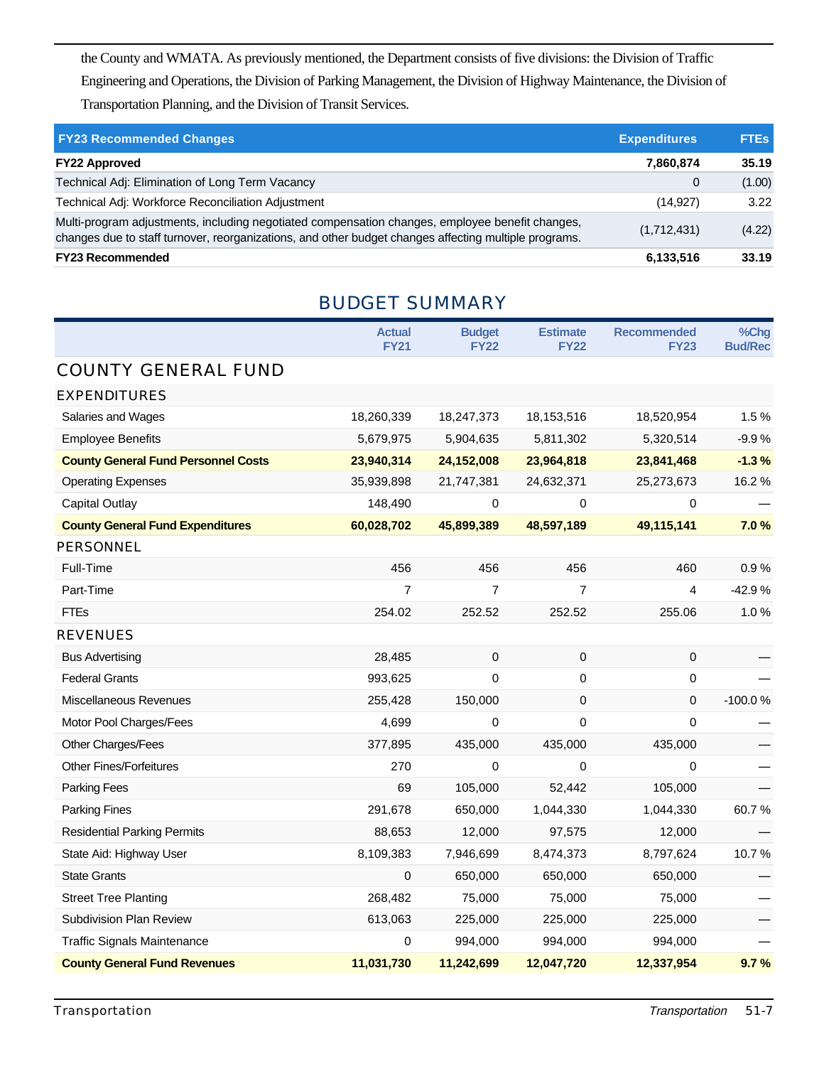the County and WMATA. As previously mentioned, the Department consists of five divisions: the Division of Traffic Engineering and Operations, the Division of Parking Management, the Division of Highway Maintenance, the Division of Transportation Planning, and the Division of Transit Services.

| FY23 Recommended Changes | Expenditures | FTEs |
|---|---|---|
| **FY22 Approved** | **7,860,874** | **35.19** |
| Technical Adj: Elimination of Long Term Vacancy | 0 | (1.00) |
| Technical Adj: Workforce Reconciliation Adjustment | (14,927) | 3.22 |
| Multi-program adjustments, including negotiated compensation changes, employee benefit changes, changes due to staff turnover, reorganizations, and other budget changes affecting multiple programs. | (1,712,431) | (4.22) |
| **FY23 Recommended** | **6,133,516** | **33.19** |

## BUDGET SUMMARY

| | Actual FY21 | Budget FY22 | Estimate FY22 | Recommended FY23 | %Chg Bud/Rec |
|---|---|---|---|---|---|
| **COUNTY GENERAL FUND** | | | | | |
| **EXPENDITURES** | | | | | |
| Salaries and Wages | 18,260,339 | 18,247,373 | 18,153,516 | 18,520,954 | 1.5 % |
| Employee Benefits | 5,679,975 | 5,904,635 | 5,811,302 | 5,320,514 | -9.9 % |
| **County General Fund Personnel Costs** | **23,940,314** | **24,152,008** | **23,964,818** | **23,841,468** | **-1.3 %** |
| Operating Expenses | 35,939,898 | 21,747,381 | 24,632,371 | 25,273,673 | 16.2 % |
| Capital Outlay | 148,490 | 0 | 0 | 0 | — |
| **County General Fund Expenditures** | **60,028,702** | **45,899,389** | **48,597,189** | **49,115,141** | **7.0 %** |
| **PERSONNEL** | | | | | |
| Full-Time | 456 | 456 | 456 | 460 | 0.9 % |
| Part-Time | 7 | 7 | 7 | 4 | -42.9 % |
| FTEs | 254.02 | 252.52 | 252.52 | 255.06 | 1.0 % |
| **REVENUES** | | | | | |
| Bus Advertising | 28,485 | 0 | 0 | 0 | — |
| Federal Grants | 993,625 | 0 | 0 | 0 | — |
| Miscellaneous Revenues | 255,428 | 150,000 | 0 | 0 | -100.0 % |
| Motor Pool Charges/Fees | 4,699 | 0 | 0 | 0 | — |
| Other Charges/Fees | 377,895 | 435,000 | 435,000 | 435,000 | — |
| Other Fines/Forfeitures | 270 | 0 | 0 | 0 | — |
| Parking Fees | 69 | 105,000 | 52,442 | 105,000 | — |
| Parking Fines | 291,678 | 650,000 | 1,044,330 | 1,044,330 | 60.7 % |
| Residential Parking Permits | 88,653 | 12,000 | 97,575 | 12,000 | — |
| State Aid: Highway User | 8,109,383 | 7,946,699 | 8,474,373 | 8,797,624 | 10.7 % |
| State Grants | 0 | 650,000 | 650,000 | 650,000 | — |
| Street Tree Planting | 268,482 | 75,000 | 75,000 | 75,000 | — |
| Subdivision Plan Review | 613,063 | 225,000 | 225,000 | 225,000 | — |
| Traffic Signals Maintenance | 0 | 994,000 | 994,000 | 994,000 | — |
| **County General Fund Revenues** | **11,031,730** | **11,242,699** | **12,047,720** | **12,337,954** | **9.7 %** |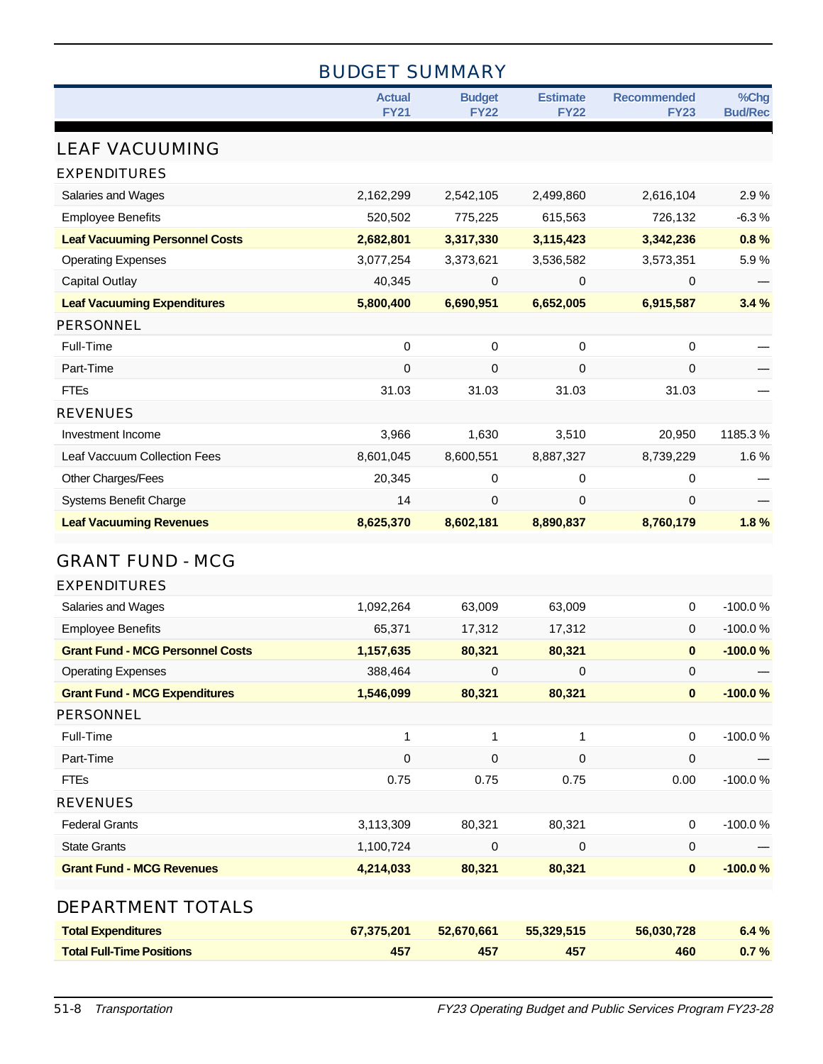## BUDGET SUMMARY

| | Actual FY21 | Budget FY22 | Estimate FY22 | Recommended FY23 | %Chg Bud/Rec |
|---|---|---|---|---|---|
| **LEAF VACUUMING** | | | | | |
| **EXPENDITURES** | | | | | |
| Salaries and Wages | 2,162,299 | 2,542,105 | 2,499,860 | 2,616,104 | 2.9 % |
| Employee Benefits | 520,502 | 775,225 | 615,563 | 726,132 | -6.3 % |
| **Leaf Vacuuming Personnel Costs** | **2,682,801** | **3,317,330** | **3,115,423** | **3,342,236** | **0.8 %** |
| Operating Expenses | 3,077,254 | 3,373,621 | 3,536,582 | 3,573,351 | 5.9 % |
| Capital Outlay | 40,345 | 0 | 0 | 0 | — |
| **Leaf Vacuuming Expenditures** | **5,800,400** | **6,690,951** | **6,652,005** | **6,915,587** | **3.4 %** |
| **PERSONNEL** | | | | | |
| Full-Time | 0 | 0 | 0 | 0 | — |
| Part-Time | 0 | 0 | 0 | 0 | — |
| FTEs | 31.03 | 31.03 | 31.03 | 31.03 | — |
| **REVENUES** | | | | | |
| Investment Income | 3,966 | 1,630 | 3,510 | 20,950 | 1185.3 % |
| Leaf Vaccuum Collection Fees | 8,601,045 | 8,600,551 | 8,887,327 | 8,739,229 | 1.6 % |
| Other Charges/Fees | 20,345 | 0 | 0 | 0 | — |
| Systems Benefit Charge | 14 | 0 | 0 | 0 | — |
| **Leaf Vacuuming Revenues** | **8,625,370** | **8,602,181** | **8,890,837** | **8,760,179** | **1.8 %** |
| **GRANT FUND - MCG** | | | | | |
| **EXPENDITURES** | | | | | |
| Salaries and Wages | 1,092,264 | 63,009 | 63,009 | 0 | -100.0 % |
| Employee Benefits | 65,371 | 17,312 | 17,312 | 0 | -100.0 % |
| **Grant Fund - MCG Personnel Costs** | **1,157,635** | **80,321** | **80,321** | **0** | **-100.0 %** |
| Operating Expenses | 388,464 | 0 | 0 | 0 | — |
| **Grant Fund - MCG Expenditures** | **1,546,099** | **80,321** | **80,321** | **0** | **-100.0 %** |
| **PERSONNEL** | | | | | |
| Full-Time | 1 | 1 | 1 | 0 | -100.0 % |
| Part-Time | 0 | 0 | 0 | 0 | — |
| FTEs | 0.75 | 0.75 | 0.75 | 0.00 | -100.0 % |
| **REVENUES** | | | | | |
| Federal Grants | 3,113,309 | 80,321 | 80,321 | 0 | -100.0 % |
| State Grants | 1,100,724 | 0 | 0 | 0 | — |
| **Grant Fund - MCG Revenues** | **4,214,033** | **80,321** | **80,321** | **0** | **-100.0 %** |
| **DEPARTMENT TOTALS** | | | | | |
| **Total Expenditures** | **67,375,201** | **52,670,661** | **55,329,515** | **56,030,728** | **6.4 %** |
| **Total Full-Time Positions** | **457** | **457** | **457** | **460** | **0.7 %** |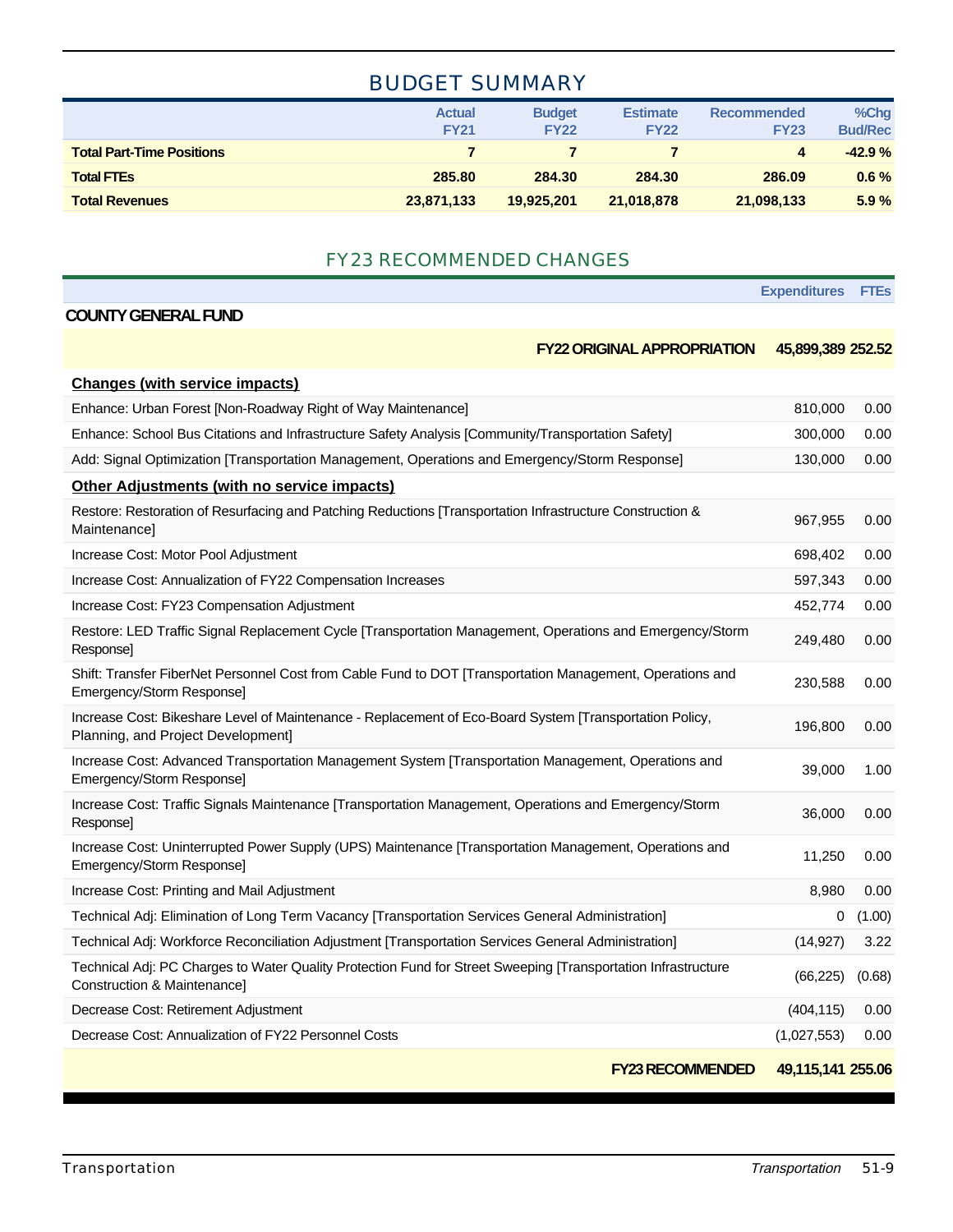## BUDGET SUMMARY

| | Actual FY21 | Budget FY22 | Estimate FY22 | Recommended FY23 | %Chg Bud/Rec |
|---|---|---|---|---|---|
| **Total Part-Time Positions** | **7** | **7** | **7** | **4** | **-42.9 %** |
| **Total FTEs** | **285.80** | **284.30** | **284.30** | **286.09** | **0.6 %** |
| **Total Revenues** | **23,871,133** | **19,925,201** | **21,018,878** | **21,098,133** | **5.9 %** |

## FY23 RECOMMENDED CHANGES

| | Expenditures | FTEs |
|---|---|---|
| **COUNTY GENERAL FUND** | | |
| **FY22 ORIGINAL APPROPRIATION** | **45,899,389** | **252.52** |
| **Changes (with service impacts)** | | |
| Enhance: Urban Forest [Non-Roadway Right of Way Maintenance] | 810,000 | 0.00 |
| Enhance: School Bus Citations and Infrastructure Safety Analysis [Community/Transportation Safety] | 300,000 | 0.00 |
| Add: Signal Optimization [Transportation Management, Operations and Emergency/Storm Response] | 130,000 | 0.00 |
| **Other Adjustments (with no service impacts)** | | |
| Restore: Restoration of Resurfacing and Patching Reductions [Transportation Infrastructure Construction & Maintenance] | 967,955 | 0.00 |
| Increase Cost: Motor Pool Adjustment | 698,402 | 0.00 |
| Increase Cost: Annualization of FY22 Compensation Increases | 597,343 | 0.00 |
| Increase Cost: FY23 Compensation Adjustment | 452,774 | 0.00 |
| Restore: LED Traffic Signal Replacement Cycle [Transportation Management, Operations and Emergency/Storm Response] | 249,480 | 0.00 |
| Shift: Transfer FiberNet Personnel Cost from Cable Fund to DOT [Transportation Management, Operations and Emergency/Storm Response] | 230,588 | 0.00 |
| Increase Cost: Bikeshare Level of Maintenance - Replacement of Eco-Board System [Transportation Policy, Planning, and Project Development] | 196,800 | 0.00 |
| Increase Cost: Advanced Transportation Management System [Transportation Management, Operations and Emergency/Storm Response] | 39,000 | 1.00 |
| Increase Cost: Traffic Signals Maintenance [Transportation Management, Operations and Emergency/Storm Response] | 36,000 | 0.00 |
| Increase Cost: Uninterrupted Power Supply (UPS) Maintenance [Transportation Management, Operations and Emergency/Storm Response] | 11,250 | 0.00 |
| Increase Cost: Printing and Mail Adjustment | 8,980 | 0.00 |
| Technical Adj: Elimination of Long Term Vacancy [Transportation Services General Administration] | 0 | (1.00) |
| Technical Adj: Workforce Reconciliation Adjustment [Transportation Services General Administration] | (14,927) | 3.22 |
| Technical Adj: PC Charges to Water Quality Protection Fund for Street Sweeping [Transportation Infrastructure Construction & Maintenance] | (66,225) | (0.68) |
| Decrease Cost: Retirement Adjustment | (404,115) | 0.00 |
| Decrease Cost: Annualization of FY22 Personnel Costs | (1,027,553) | 0.00 |
| **FY23 RECOMMENDED** | **49,115,141** | **255.06** |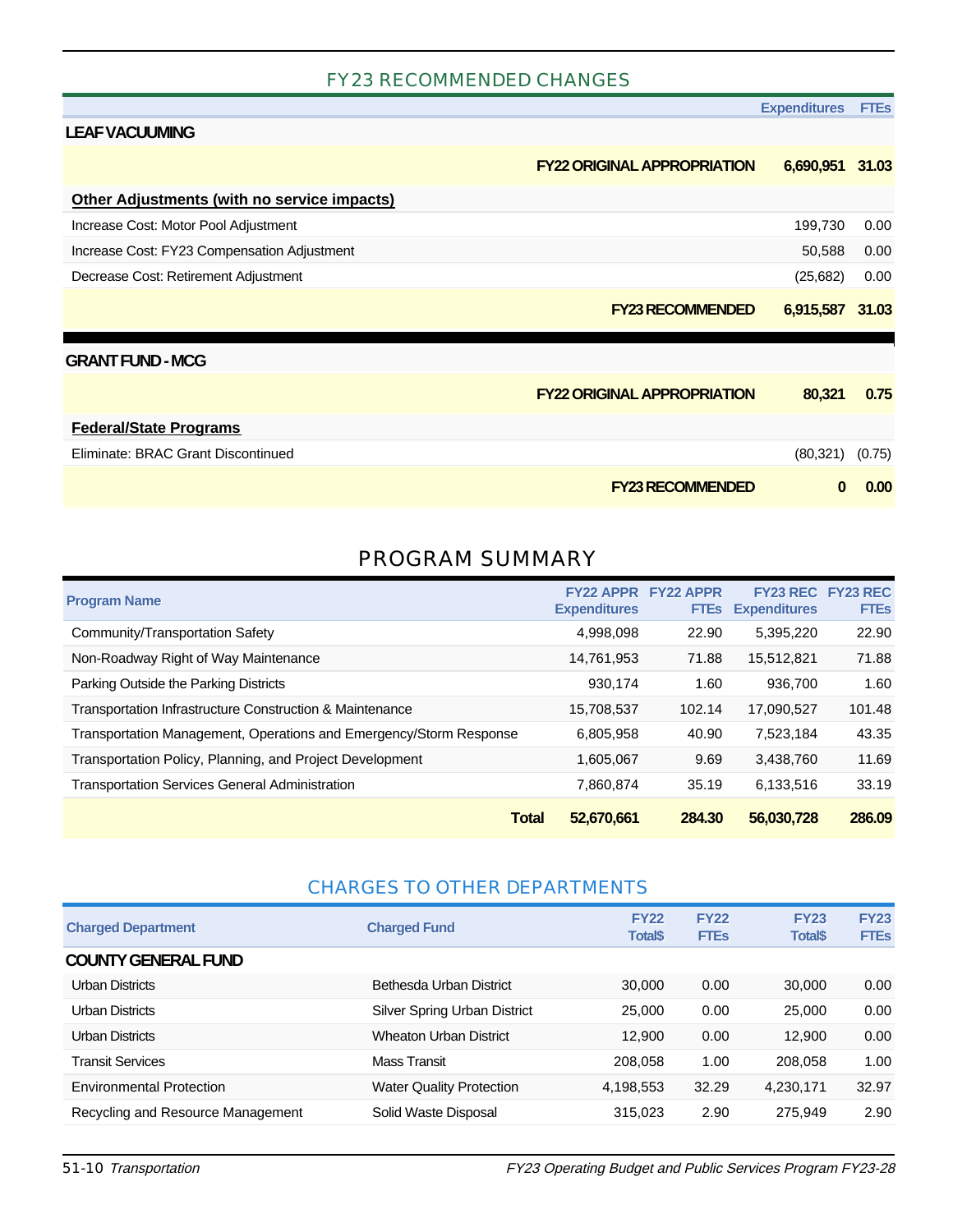## FY23 RECOMMENDED CHANGES

| | Expenditures | FTEs |
|---|---|---|
| **LEAF VACUUMING** | | |
| **FY22 ORIGINAL APPROPRIATION** | **6,690,951** | **31.03** |
| **Other Adjustments (with no service impacts)** | | |
| Increase Cost: Motor Pool Adjustment | 199,730 | 0.00 |
| Increase Cost: FY23 Compensation Adjustment | 50,588 | 0.00 |
| Decrease Cost: Retirement Adjustment | (25,682) | 0.00 |
| **FY23 RECOMMENDED** | **6,915,587** | **31.03** |

| | Expenditures | FTEs |
|---|---|---|
| **GRANT FUND - MCG** | | |
| **FY22 ORIGINAL APPROPRIATION** | **80,321** | **0.75** |
| **Federal/State Programs** | | |
| Eliminate: BRAC Grant Discontinued | (80,321) | (0.75) |
| **FY23 RECOMMENDED** | **0** | **0.00** |

## PROGRAM SUMMARY

| Program Name | FY22 APPR Expenditures | FY22 APPR FTEs | FY23 REC Expenditures | FY23 REC FTEs |
|---|---|---|---|---|
| Community/Transportation Safety | 4,998,098 | 22.90 | 5,395,220 | 22.90 |
| Non-Roadway Right of Way Maintenance | 14,761,953 | 71.88 | 15,512,821 | 71.88 |
| Parking Outside the Parking Districts | 930,174 | 1.60 | 936,700 | 1.60 |
| Transportation Infrastructure Construction & Maintenance | 15,708,537 | 102.14 | 17,090,527 | 101.48 |
| Transportation Management, Operations and Emergency/Storm Response | 6,805,958 | 40.90 | 7,523,184 | 43.35 |
| Transportation Policy, Planning, and Project Development | 1,605,067 | 9.69 | 3,438,760 | 11.69 |
| Transportation Services General Administration | 7,860,874 | 35.19 | 6,133,516 | 33.19 |
| **Total** | **52,670,661** | **284.30** | **56,030,728** | **286.09** |

## CHARGES TO OTHER DEPARTMENTS

| Charged Department | Charged Fund | FY22 Total$ | FY22 FTEs | FY23 Total$ | FY23 FTEs |
|---|---|---|---|---|---|
| **COUNTY GENERAL FUND** | | | | | |
| Urban Districts | Bethesda Urban District | 30,000 | 0.00 | 30,000 | 0.00 |
| Urban Districts | Silver Spring Urban District | 25,000 | 0.00 | 25,000 | 0.00 |
| Urban Districts | Wheaton Urban District | 12,900 | 0.00 | 12,900 | 0.00 |
| Transit Services | Mass Transit | 208,058 | 1.00 | 208,058 | 1.00 |
| Environmental Protection | Water Quality Protection | 4,198,553 | 32.29 | 4,230,171 | 32.97 |
| Recycling and Resource Management | Solid Waste Disposal | 315,023 | 2.90 | 275,949 | 2.90 |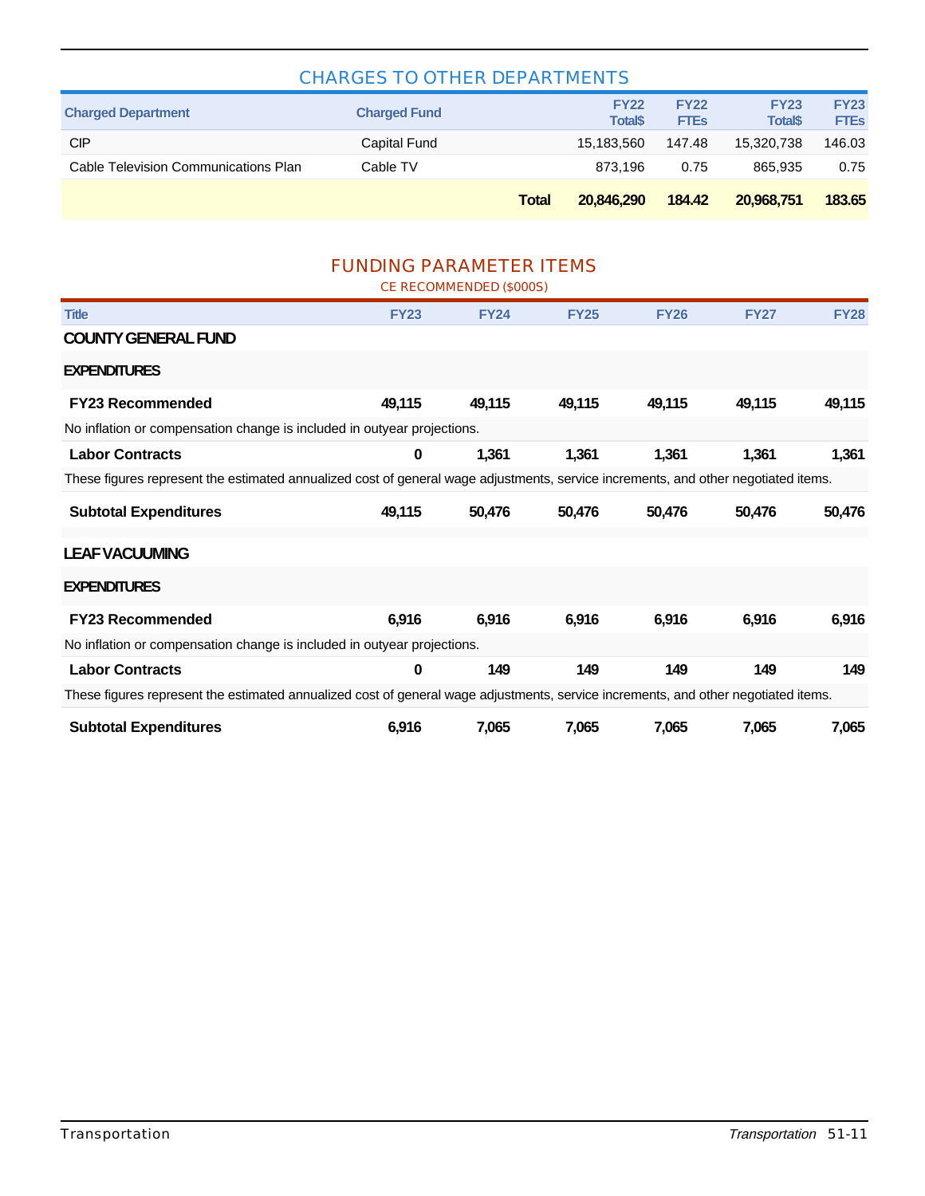## CHARGES TO OTHER DEPARTMENTS

| Charged Department | Charged Fund | | FY22 Total$ | FY22 FTEs | FY23 Total$ | FY23 FTEs |
|---|---|---|---|---|---|---|
| CIP | Capital Fund | | 15,183,560 | 147.48 | 15,320,738 | 146.03 |
| Cable Television Communications Plan | Cable TV | | 873,196 | 0.75 | 865,935 | 0.75 |
| | | **Total** | **20,846,290** | **184.42** | **20,968,751** | **183.65** |

## FUNDING PARAMETER ITEMS

CE RECOMMENDED ($000S)

| Title | FY23 | FY24 | FY25 | FY26 | FY27 | FY28 |
|---|---|---|---|---|---|---|
| **COUNTY GENERAL FUND** | | | | | | |
| **EXPENDITURES** | | | | | | |
| **FY23 Recommended** | **49,115** | **49,115** | **49,115** | **49,115** | **49,115** | **49,115** |
| No inflation or compensation change is included in outyear projections. | | | | | | |
| **Labor Contracts** | **0** | **1,361** | **1,361** | **1,361** | **1,361** | **1,361** |
| These figures represent the estimated annualized cost of general wage adjustments, service increments, and other negotiated items. | | | | | | |
| **Subtotal Expenditures** | **49,115** | **50,476** | **50,476** | **50,476** | **50,476** | **50,476** |
| **LEAF VACUUMING** | | | | | | |
| **EXPENDITURES** | | | | | | |
| **FY23 Recommended** | **6,916** | **6,916** | **6,916** | **6,916** | **6,916** | **6,916** |
| No inflation or compensation change is included in outyear projections. | | | | | | |
| **Labor Contracts** | **0** | **149** | **149** | **149** | **149** | **149** |
| These figures represent the estimated annualized cost of general wage adjustments, service increments, and other negotiated items. | | | | | | |
| **Subtotal Expenditures** | **6,916** | **7,065** | **7,065** | **7,065** | **7,065** | **7,065** |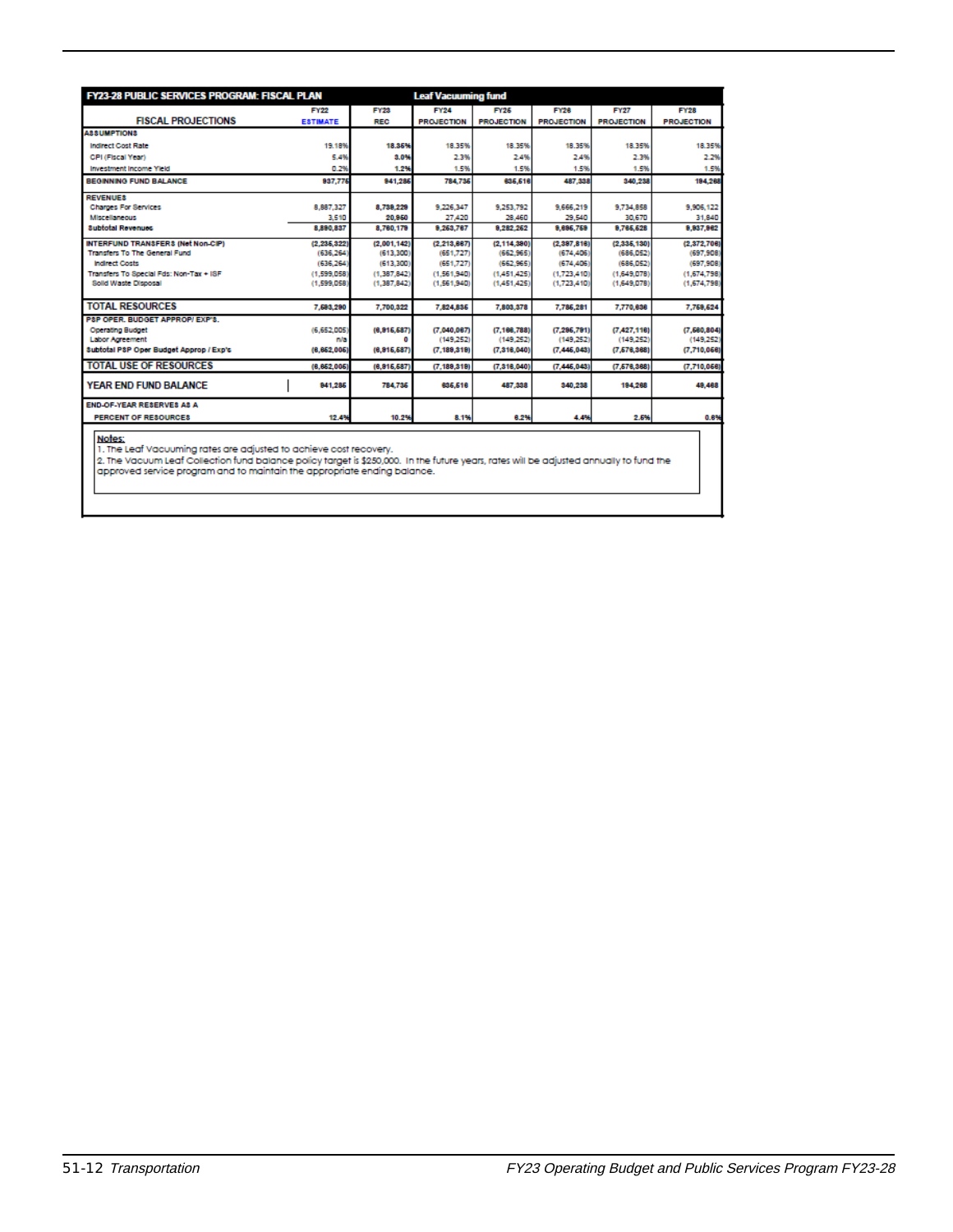| FY23-28 PUBLIC SERVICES PROGRAM: FISCAL PLAN | Leaf Vacuuming fund | | | | | | |
|---|---|---|---|---|---|---|---|
| FISCAL PROJECTIONS | FY22 ESTIMATE | FY23 REC | FY24 PROJECTION | FY25 PROJECTION | FY26 PROJECTION | FY27 PROJECTION | FY28 PROJECTION |
| **ASSUMPTIONS** | | | | | | | |
| Indirect Cost Rate | 19.18% | 18.35% | 18.35% | 18.35% | 18.35% | 18.35% | 18.35% |
| CPI (Fiscal Year) | 5.4% | 3.0% | 2.3% | 2.4% | 2.4% | 2.3% | 2.2% |
| Investment Income Yield | 0.2% | 1.2% | 1.5% | 1.5% | 1.5% | 1.5% | 1.5% |
| **BEGINNING FUND BALANCE** | 837,775 | 941,285 | 784,735 | 635,516 | 487,338 | 340,238 | 194,268 |
| **REVENUES** | | | | | | | |
| Charges For Services | 8,887,327 | 8,739,229 | 9,226,347 | 9,253,792 | 9,666,219 | 9,734,858 | 9,906,122 |
| Miscellaneous | 3,510 | 20,950 | 27,420 | 28,460 | 29,540 | 30,670 | 31,840 |
| **Subtotal Revenues** | 8,890,837 | 8,760,179 | 9,253,767 | 9,282,252 | 9,695,759 | 9,765,528 | 9,937,962 |
| **INTERFUND TRANSFERS (Net Non-CIP)** | (2,235,322) | (2,001,142) | (2,213,667) | (2,114,390) | (2,397,816) | (2,335,130) | (2,372,706) |
| Transfers To The General Fund | (636,264) | (613,300) | (651,727) | (662,965) | (674,406) | (686,052) | (697,908) |
| Indirect Costs | (636,264) | (613,300) | (651,727) | (662,965) | (674,406) | (686,052) | (697,908) |
| Transfers To Special Fds: Non-Tax + ISF | (1,599,058) | (1,387,842) | (1,561,940) | (1,451,425) | (1,723,410) | (1,649,078) | (1,674,798) |
| Solid Waste Disposal | (1,599,058) | (1,387,842) | (1,561,940) | (1,451,425) | (1,723,410) | (1,649,078) | (1,674,798) |
| **TOTAL RESOURCES** | 7,593,290 | 7,700,322 | 7,824,835 | 7,803,378 | 7,785,281 | 7,770,636 | 7,759,524 |
| **PSP OPER. BUDGET APPROP/ EXP'S.** | | | | | | | |
| Operating Budget | (6,652,005) | (6,915,587) | (7,040,067) | (7,168,788) | (7,296,791) | (7,427,116) | (7,560,804) |
| Labor Agreement | n/a | 0 | (149,252) | (149,252) | (149,252) | (149,252) | (149,252) |
| **Subtotal PSP Oper Budget Approp / Exp's** | (6,652,005) | (6,915,587) | (7,189,319) | (7,318,040) | (7,446,043) | (7,576,368) | (7,710,056) |
| **TOTAL USE OF RESOURCES** | (6,652,005) | (6,915,587) | (7,189,319) | (7,318,040) | (7,446,043) | (7,576,368) | (7,710,056) |
| **YEAR END FUND BALANCE** | 941,285 | 784,735 | 635,516 | 487,338 | 340,238 | 194,268 | 49,468 |
| **END-OF-YEAR RESERVES AS A PERCENT OF RESOURCES** | 12.4% | 10.2% | 8.1% | 6.2% | 4.4% | 2.5% | 0.6% |

**Notes:**
1. The Leaf Vacuuming rates are adjusted to achieve cost recovery.
2. The Vacuum Leaf Collection fund balance policy target is $250,000. In the future years, rates will be adjusted annually to fund the approved service program and to maintain the appropriate ending balance.